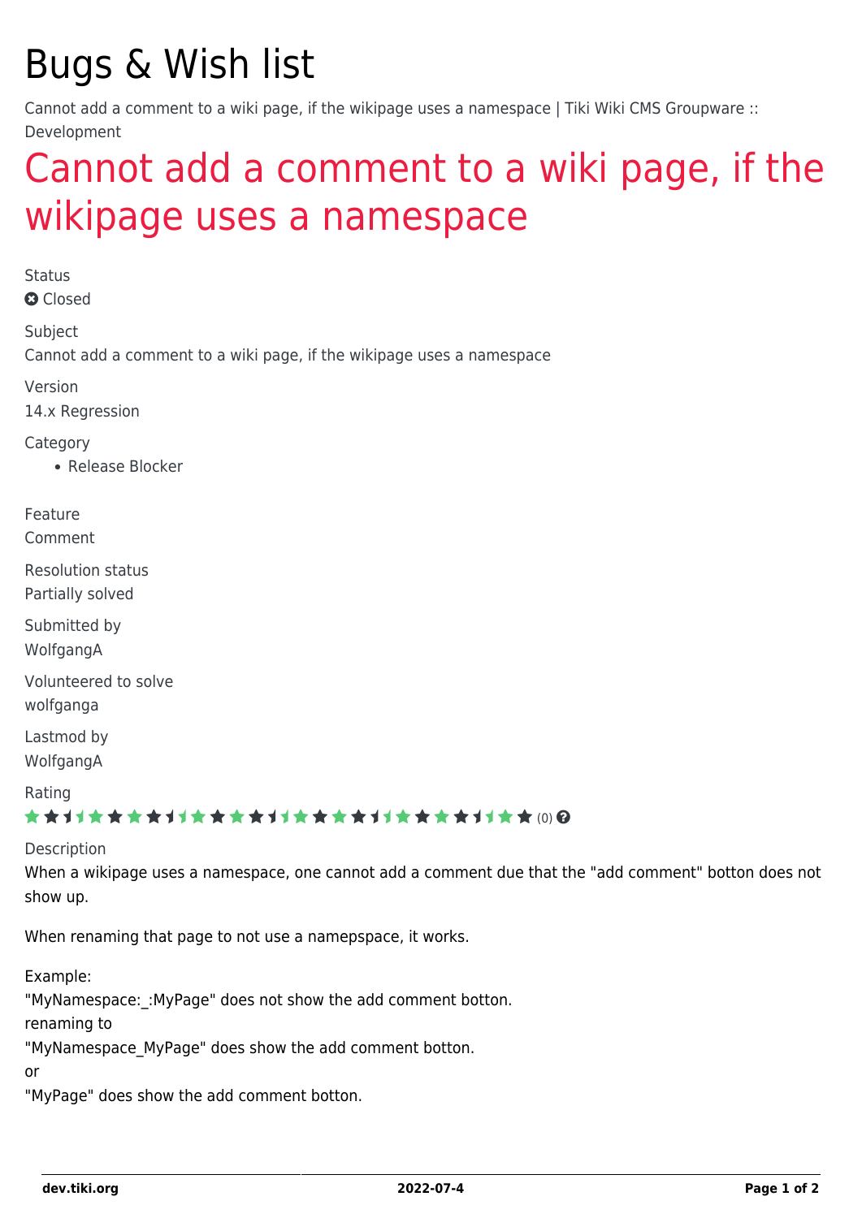# Bugs & Wish list

Cannot add a comment to a wiki page, if the wikipage uses a namespace | Tiki Wiki CMS Groupware :: Development

## Cannot add a comment to a wiki page, if the wikipage uses a namespace

Status

Closed

Subject

Cannot add a comment to a wiki page, if the wikipage uses a namespace

Version

14.x Regression

Category

- Release Blocker

Feature

Comment

Resolution status

Partially solved

Submitted by

WolfgangA

Volunteered to solve

wolfganga

Lastmod by

WolfgangA

Rating

(0)

Description

When a wikipage uses a namespace, one cannot add a comment due that the "add comment" botton does not show up.

When renaming that page to not use a namepspace, it works.

Example:
"MyNamespace:_:MyPage" does not show the add comment botton.
renaming to
"MyNamespace_MyPage" does show the add comment botton.
or
"MyPage" does show the add comment botton.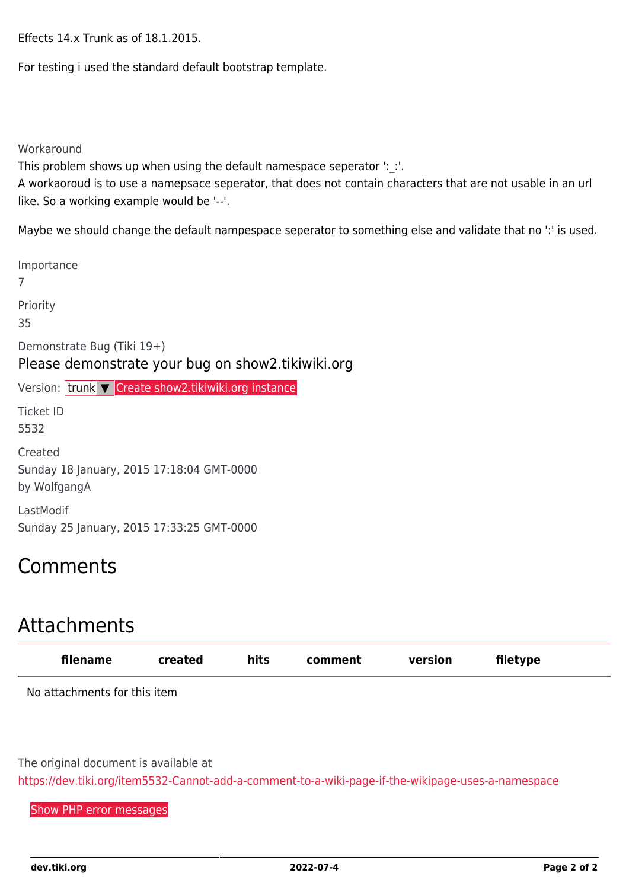Effects 14.x Trunk as of 18.1.2015.

For testing i used the standard default bootstrap template.

Workaround

This problem shows up when using the default namespace seperator ':_:'.

A workaroud is to use a namepsace seperator, that does not contain characters that are not usable in an url like. So a working example would be '--'.

Maybe we should change the default nampespace seperator to something else and validate that no ':' is used.

Importance

7

Priority

35

Demonstrate Bug (Tiki 19+)

Please demonstrate your bug on show2.tikiwiki.org

Version: trunk ▼ Create show2.tikiwiki.org instance

Ticket ID

5532

Created

Sunday 18 January, 2015 17:18:04 GMT-0000

by WolfgangA

LastModif

Sunday 25 January, 2015 17:33:25 GMT-0000

## Comments

## Attachments

| filename | created | hits | comment | version | filetype |
|---|---|---|---|---|---|
| No attachments for this item | | | | | |

The original document is available at

https://dev.tiki.org/item5532-Cannot-add-a-comment-to-a-wiki-page-if-the-wikipage-uses-a-namespace

Show PHP error messages